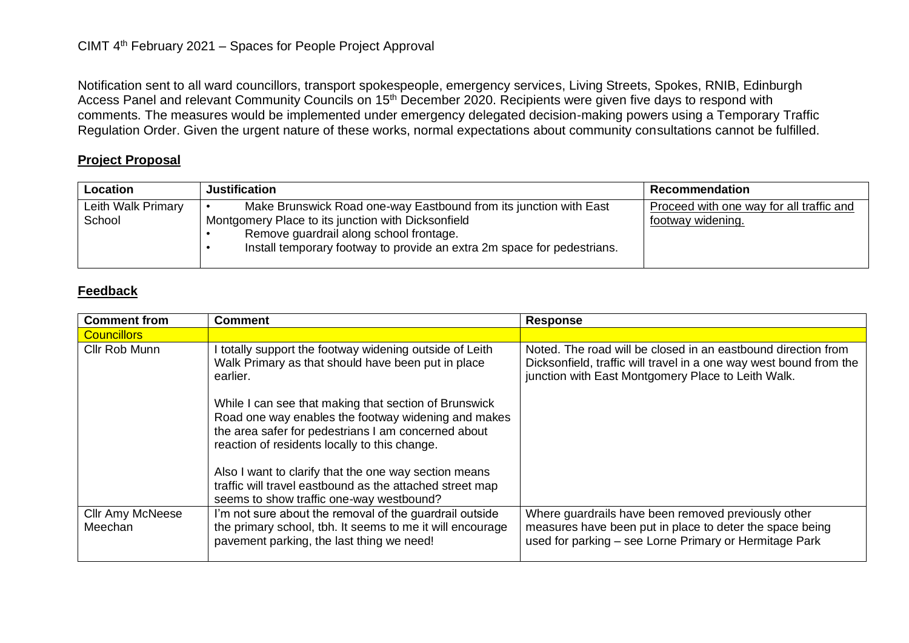CIMT 4th February 2021 – Spaces for People Project Approval

Notification sent to all ward councillors, transport spokespeople, emergency services, Living Streets, Spokes, RNIB, Edinburgh Access Panel and relevant Community Councils on 15th December 2020. Recipients were given five days to respond with comments. The measures would be implemented under emergency delegated decision-making powers using a Temporary Traffic Regulation Order. Given the urgent nature of these works, normal expectations about community consultations cannot be fulfilled.

## **Project Proposal**

| Location | Justification | Recommendation |
| --- | --- | --- |
| Leith Walk Primary School | • Make Brunswick Road one-way Eastbound from its junction with East Montgomery Place to its junction with Dicksonfield<br>• Remove guardrail along school frontage.<br>• Install temporary footway to provide an extra 2m space for pedestrians. | Proceed with one way for all traffic and footway widening. |

## **Feedback**

| Comment from | Comment | Response |
| --- | --- | --- |
| Councillors | | |
| Cllr Rob Munn | I totally support the footway widening outside of Leith Walk Primary as that should have been put in place earlier.<br><br>While I can see that making that section of Brunswick Road one way enables the footway widening and makes the area safer for pedestrians I am concerned about reaction of residents locally to this change.<br><br>Also I want to clarify that the one way section means traffic will travel eastbound as the attached street map seems to show traffic one-way westbound? | Noted. The road will be closed in an eastbound direction from Dicksonfield, traffic will travel in a one way west bound from the junction with East Montgomery Place to Leith Walk. |
| Cllr Amy McNeese Meechan | I'm not sure about the removal of the guardrail outside the primary school, tbh. It seems to me it will encourage pavement parking, the last thing we need! | Where guardrails have been removed previously other measures have been put in place to deter the space being used for parking – see Lorne Primary or Hermitage Park |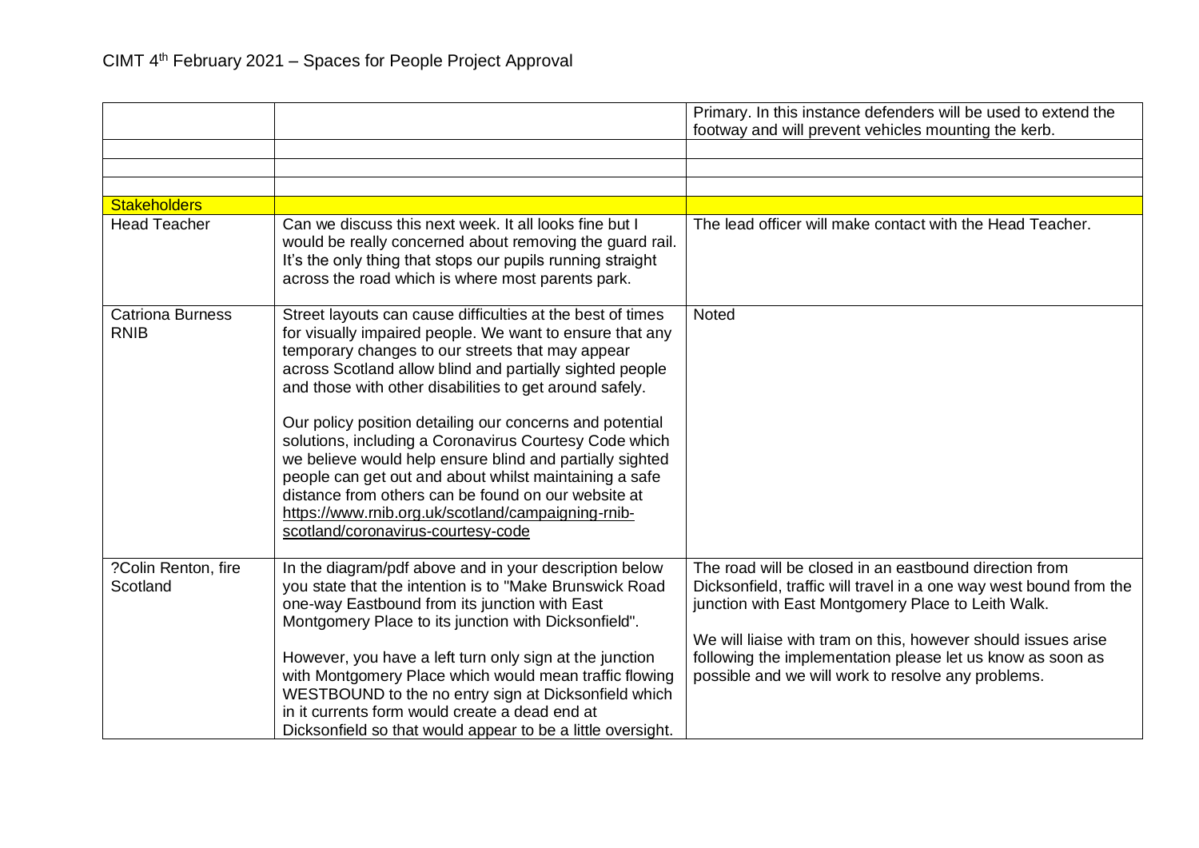| | | |
|---|---|---|
| | | Primary. In this instance defenders will be used to extend the footway and will prevent vehicles mounting the kerb. |
| | | |
| | | |
| | | |
| Stakeholders | | |
| Head Teacher | Can we discuss this next week. It all looks fine but I would be really concerned about removing the guard rail. It's the only thing that stops our pupils running straight across the road which is where most parents park. | The lead officer will make contact with the Head Teacher. |
| Catriona Burness RNIB | Street layouts can cause difficulties at the best of times for visually impaired people. We want to ensure that any temporary changes to our streets that may appear across Scotland allow blind and partially sighted people and those with other disabilities to get around safely.<br><br>Our policy position detailing our concerns and potential solutions, including a Coronavirus Courtesy Code which we believe would help ensure blind and partially sighted people can get out and about whilst maintaining a safe distance from others can be found on our website at https://www.rnib.org.uk/scotland/campaigning-rnib-scotland/coronavirus-courtesy-code | Noted |
| ?Colin Renton, fire Scotland | In the diagram/pdf above and in your description below you state that the intention is to "Make Brunswick Road one-way Eastbound from its junction with East Montgomery Place to its junction with Dicksonfield".<br><br>However, you have a left turn only sign at the junction with Montgomery Place which would mean traffic flowing WESTBOUND to the no entry sign at Dicksonfield which in it currents form would create a dead end at Dicksonfield so that would appear to be a little oversight. | The road will be closed in an eastbound direction from Dicksonfield, traffic will travel in a one way west bound from the junction with East Montgomery Place to Leith Walk.<br><br>We will liaise with tram on this, however should issues arise following the implementation please let us know as soon as possible and we will work to resolve any problems. |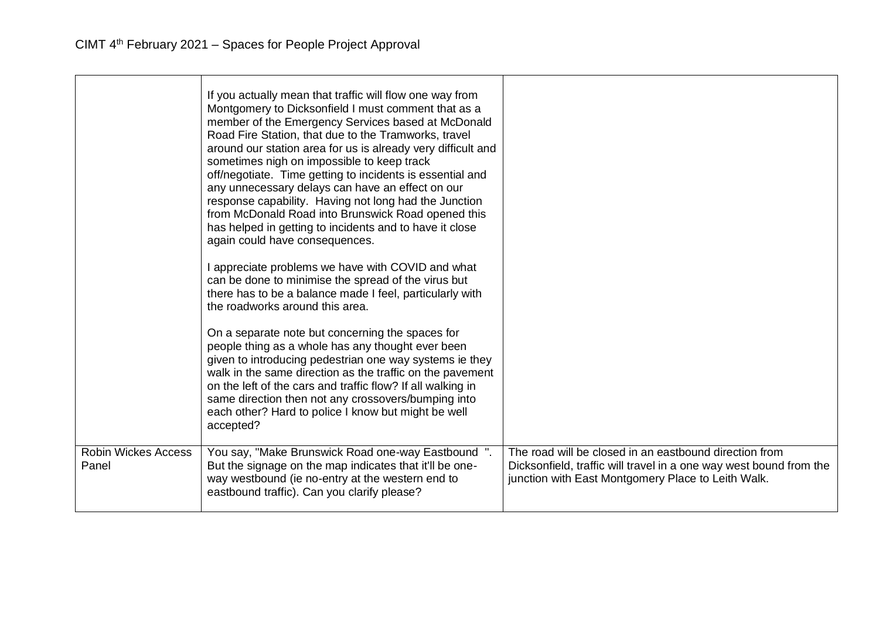| | | |
|---|---|---|
| | If you actually mean that traffic will flow one way from Montgomery to Dicksonfield I must comment that as a member of the Emergency Services based at McDonald Road Fire Station, that due to the Tramworks, travel around our station area for us is already very difficult and sometimes nigh on impossible to keep track off/negotiate. Time getting to incidents is essential and any unnecessary delays can have an effect on our response capability. Having not long had the Junction from McDonald Road into Brunswick Road opened this has helped in getting to incidents and to have it close again could have consequences.<br><br>I appreciate problems we have with COVID and what can be done to minimise the spread of the virus but there has to be a balance made I feel, particularly with the roadworks around this area.<br><br>On a separate note but concerning the spaces for people thing as a whole has any thought ever been given to introducing pedestrian one way systems ie they walk in the same direction as the traffic on the pavement on the left of the cars and traffic flow? If all walking in same direction then not any crossovers/bumping into each other? Hard to police I know but might be well accepted? | |
| Robin Wickes Access Panel | You say, "Make Brunswick Road one-way Eastbound ". But the signage on the map indicates that it'll be one-way westbound (ie no-entry at the western end to eastbound traffic). Can you clarify please? | The road will be closed in an eastbound direction from Dicksonfield, traffic will travel in a one way west bound from the junction with East Montgomery Place to Leith Walk. |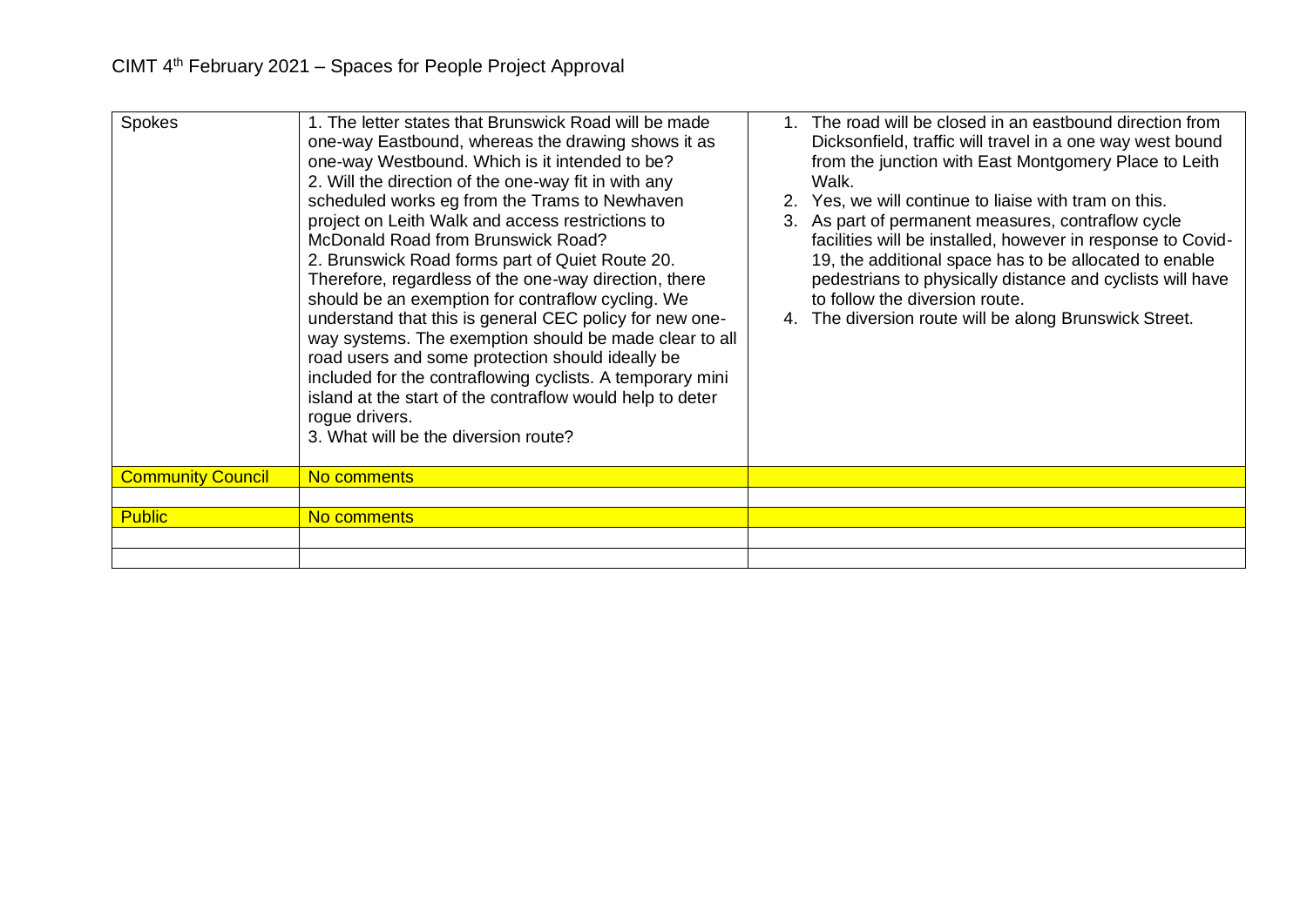CIMT 4th February 2021 – Spaces for People Project Approval

| | | |
|---|---|---|
| Spokes | 1. The letter states that Brunswick Road will be made one-way Eastbound, whereas the drawing shows it as one-way Westbound. Which is it intended to be?<br>2. Will the direction of the one-way fit in with any scheduled works eg from the Trams to Newhaven project on Leith Walk and access restrictions to McDonald Road from Brunswick Road?<br>2. Brunswick Road forms part of Quiet Route 20. Therefore, regardless of the one-way direction, there should be an exemption for contraflow cycling. We understand that this is general CEC policy for new one-way systems. The exemption should be made clear to all road users and some protection should ideally be included for the contraflowing cyclists. A temporary mini island at the start of the contraflow would help to deter rogue drivers.<br>3. What will be the diversion route? | 1. The road will be closed in an eastbound direction from Dicksonfield, traffic will travel in a one way west bound from the junction with East Montgomery Place to Leith Walk.<br>2. Yes, we will continue to liaise with tram on this.<br>3. As part of permanent measures, contraflow cycle facilities will be installed, however in response to Covid-19, the additional space has to be allocated to enable pedestrians to physically distance and cyclists will have to follow the diversion route.<br>4. The diversion route will be along Brunswick Street. |
| Community Council | No comments | |
| | | |
| Public | No comments | |
| | | |
| | | |